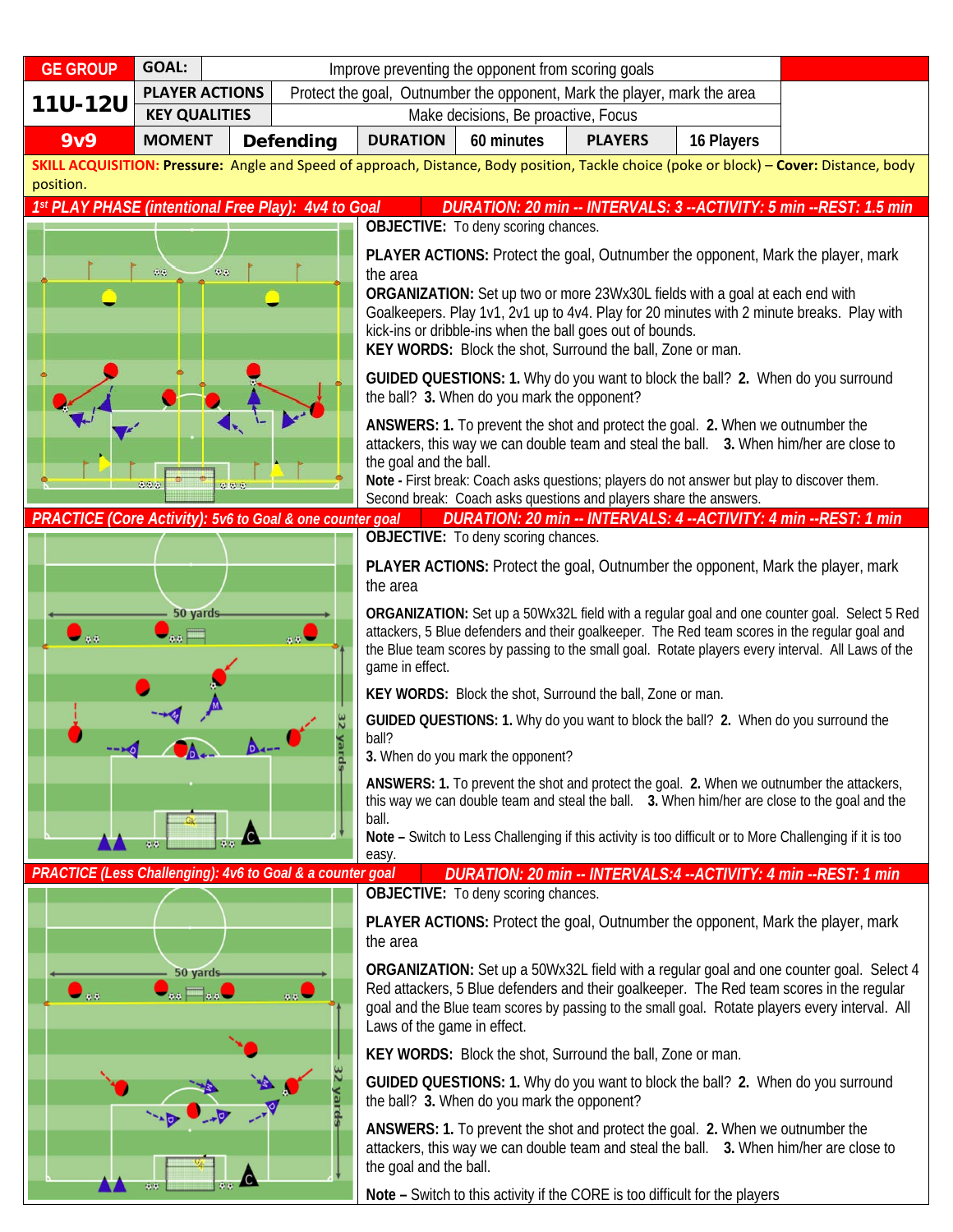| GE GROUP | GOAL: | Improve preventing the opponent from scoring goals | | | | |
|---|---|---|---|---|---|---|
| 11U-12U | PLAYER ACTIONS | Protect the goal, Outnumber the opponent, Mark the player, mark the area | | | | |
| | KEY QUALITIES | Make decisions, Be proactive, Focus | | | | |
| 9v9 | MOMENT | Defending | DURATION | 60 minutes | PLAYERS | 16 Players |

**SKILL ACQUISITION: Pressure:** Angle and Speed of approach, Distance, Body position, Tackle choice (poke or block) – **Cover:** Distance, body position.

## 1st PLAY PHASE (intentional Free Play): 4v4 to Goal — DURATION: 20 min -- INTERVALS: 3 --ACTIVITY: 5 min --REST: 1.5 min

**OBJECTIVE:** To deny scoring chances.

**PLAYER ACTIONS:** Protect the goal, Outnumber the opponent, Mark the player, mark the area

**ORGANIZATION:** Set up two or more 23Wx30L fields with a goal at each end with Goalkeepers. Play 1v1, 2v1 up to 4v4. Play for 20 minutes with 2 minute breaks. Play with kick-ins or dribble-ins when the ball goes out of bounds.

**KEY WORDS:** Block the shot, Surround the ball, Zone or man.

**GUIDED QUESTIONS: 1.** Why do you want to block the ball? **2.** When do you surround the ball? **3.** When do you mark the opponent?

**ANSWERS: 1.** To prevent the shot and protect the goal. **2.** When we outnumber the attackers, this way we can double team and steal the ball. **3.** When him/her are close to the goal and the ball.

**Note -** First break: Coach asks questions; players do not answer but play to discover them. Second break: Coach asks questions and players share the answers.

## PRACTICE (Core Activity): 5v6 to Goal & one counter goal — DURATION: 20 min -- INTERVALS: 4 --ACTIVITY: 4 min --REST: 1 min

**OBJECTIVE:** To deny scoring chances.

**PLAYER ACTIONS:** Protect the goal, Outnumber the opponent, Mark the player, mark the area

**ORGANIZATION:** Set up a 50Wx32L field with a regular goal and one counter goal. Select 5 Red attackers, 5 Blue defenders and their goalkeeper. The Red team scores in the regular goal and the Blue team scores by passing to the small goal. Rotate players every interval. All Laws of the game in effect.

**KEY WORDS:** Block the shot, Surround the ball, Zone or man.

**GUIDED QUESTIONS: 1.** Why do you want to block the ball? **2.** When do you surround the ball?
**3.** When do you mark the opponent?

**ANSWERS: 1.** To prevent the shot and protect the goal. **2.** When we outnumber the attackers, this way we can double team and steal the ball. **3.** When him/her are close to the goal and the ball.

**Note –** Switch to Less Challenging if this activity is too difficult or to More Challenging if it is too easy.

## PRACTICE (Less Challenging): 4v6 to Goal & a counter goal — DURATION: 20 min -- INTERVALS:4 --ACTIVITY: 4 min --REST: 1 min

**OBJECTIVE:** To deny scoring chances.

**PLAYER ACTIONS:** Protect the goal, Outnumber the opponent, Mark the player, mark the area

**ORGANIZATION:** Set up a 50Wx32L field with a regular goal and one counter goal. Select 4 Red attackers, 5 Blue defenders and their goalkeeper. The Red team scores in the regular goal and the Blue team scores by passing to the small goal. Rotate players every interval. All Laws of the game in effect.

**KEY WORDS:** Block the shot, Surround the ball, Zone or man.

**GUIDED QUESTIONS: 1.** Why do you want to block the ball? **2.** When do you surround the ball? **3.** When do you mark the opponent?

**ANSWERS: 1.** To prevent the shot and protect the goal. **2.** When we outnumber the attackers, this way we can double team and steal the ball. **3.** When him/her are close to the goal and the ball.

**Note –** Switch to this activity if the CORE is too difficult for the players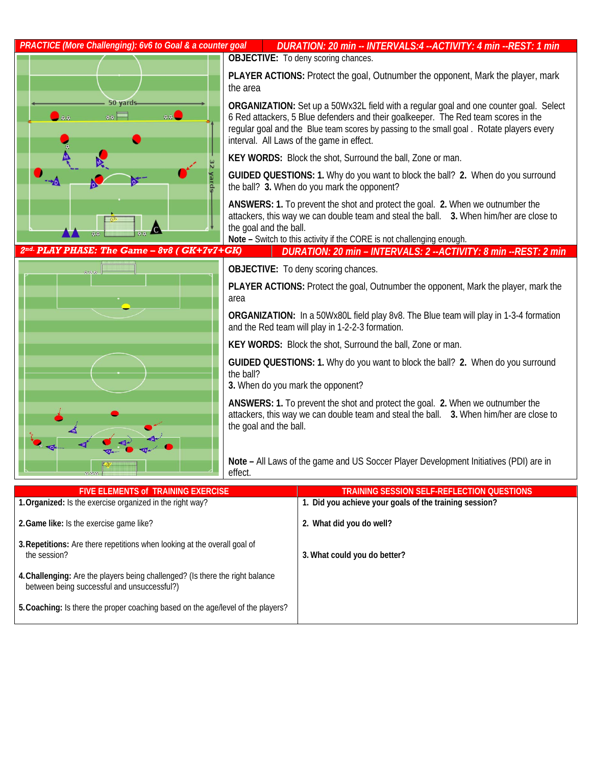## PRACTICE (More Challenging): 6v6 to Goal & a counter goal

**DURATION: 20 min -- INTERVALS:4 --ACTIVITY: 4 min --REST: 1 min**

50 yards

32 yards

**OBJECTIVE:** To deny scoring chances.

**PLAYER ACTIONS:** Protect the goal, Outnumber the opponent, Mark the player, mark the area

**ORGANIZATION:** Set up a 50Wx32L field with a regular goal and one counter goal. Select 6 Red attackers, 5 Blue defenders and their goalkeeper. The Red team scores in the regular goal and the Blue team scores by passing to the small goal . Rotate players every interval. All Laws of the game in effect.

**KEY WORDS:** Block the shot, Surround the ball, Zone or man.

**GUIDED QUESTIONS: 1.** Why do you want to block the ball? **2.** When do you surround the ball? **3.** When do you mark the opponent?

**ANSWERS: 1.** To prevent the shot and protect the goal. **2.** When we outnumber the attackers, this way we can double team and steal the ball. **3.** When him/her are close to the goal and the ball.

**Note –** Switch to this activity if the CORE is not challenging enough.

## 2nd. PLAY PHASE: The Game – 8v8 ( GK+7v7+GK)

**DURATION: 20 min – INTERVALS: 2 --ACTIVITY: 8 min --REST: 2 min**

**OBJECTIVE:** To deny scoring chances.

**PLAYER ACTIONS:** Protect the goal, Outnumber the opponent, Mark the player, mark the area

**ORGANIZATION:** In a 50Wx80L field play 8v8. The Blue team will play in 1-3-4 formation and the Red team will play in 1-2-2-3 formation.

**KEY WORDS:** Block the shot, Surround the ball, Zone or man.

**GUIDED QUESTIONS: 1.** Why do you want to block the ball? **2.** When do you surround the ball?
**3.** When do you mark the opponent?

**ANSWERS: 1.** To prevent the shot and protect the goal. **2.** When we outnumber the attackers, this way we can double team and steal the ball. **3.** When him/her are close to the goal and the ball.

**Note –** All Laws of the game and US Soccer Player Development Initiatives (PDI) are in effect.

| FIVE ELEMENTS of TRAINING EXERCISE | TRAINING SESSION SELF-REFLECTION QUESTIONS |
|---|---|
| **1. Organized:** Is the exercise organized in the right way? | **1. Did you achieve your goals of the training session?** |
| **2. Game like:** Is the exercise game like? | **2. What did you do well?** |
| **3. Repetitions:** Are there repetitions when looking at the overall goal of the session? | **3. What could you do better?** |
| **4. Challenging:** Are the players being challenged? (Is there the right balance between being successful and unsuccessful?) | |
| **5. Coaching:** Is there the proper coaching based on the age/level of the players? | |